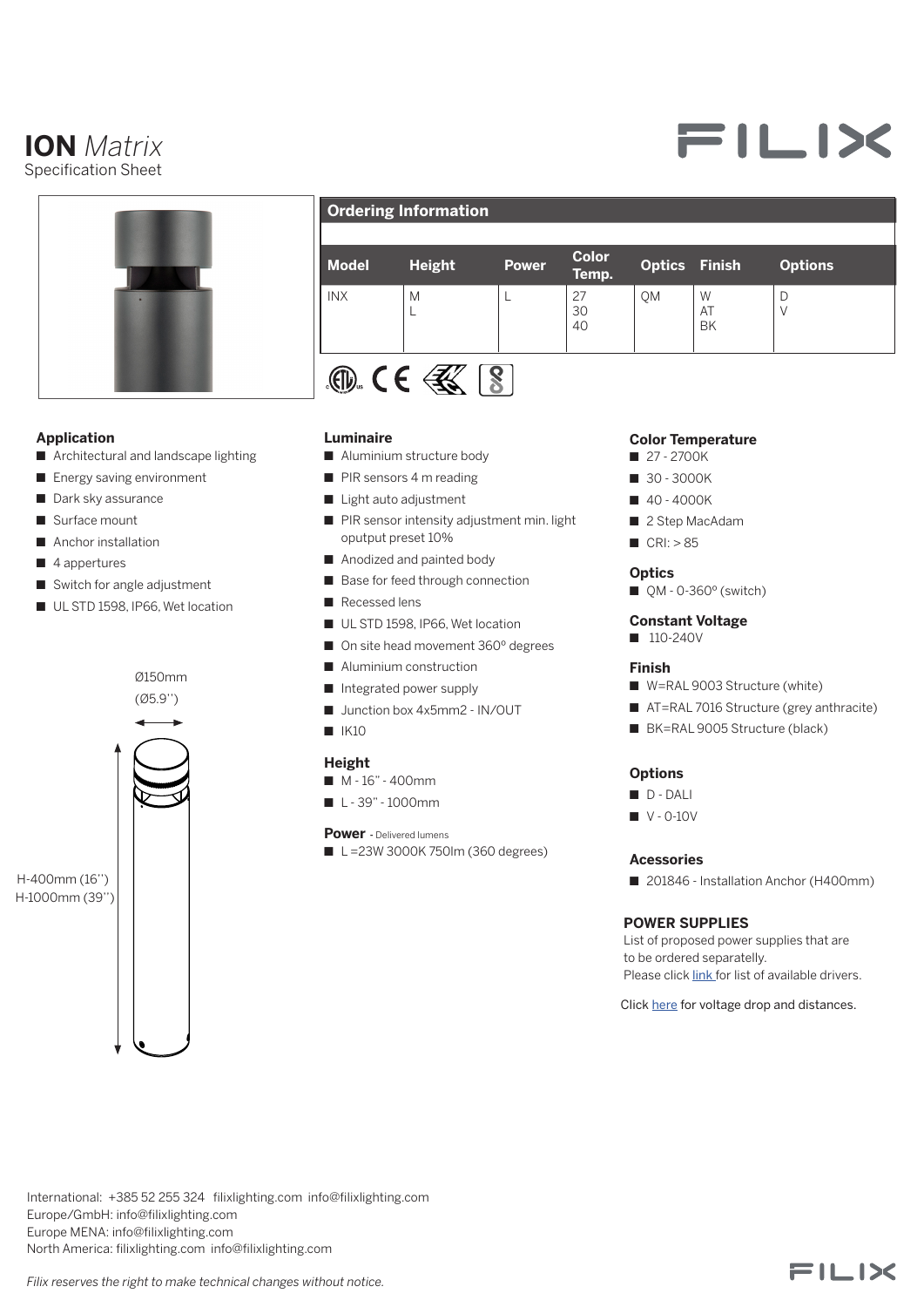# ION *Matrix*

Specification Sheet

## Ordering Information

| Model | Height | Power | Color Temp. | Optics | Finish | Options |
|---|---|---|---|---|---|---|
| INX | M<br>L | L | 27<br>30<br>40 | QM | W<br>AT<br>BK | D<br>V |

### Application

- Architectural and landscape lighting
- Energy saving environment
- Dark sky assurance
- Surface mount
- Anchor installation
- 4 appertures
- Switch for angle adjustment
- UL STD 1598, IP66, Wet location

Ø150mm (Ø5.9'')

H-400mm (16'')
H-1000mm (39'')

### Luminaire

- Aluminium structure body
- PIR sensors 4 m reading
- Light auto adjustment
- PIR sensor intensity adjustment min. light oputput preset 10%
- Anodized and painted body
- Base for feed through connection
- Recessed lens
- UL STD 1598, IP66, Wet location
- On site head movement 360º degrees
- Aluminium construction
- Integrated power supply
- Junction box 4x5mm2 - IN/OUT
- IK10

### Height

- M - 16" - 400mm
- L - 39" - 1000mm

### Power - Delivered lumens

- L =23W 3000K 750lm (360 degrees)

### Color Temperature

- 27 - 2700K
- 30 - 3000K
- 40 - 4000K
- 2 Step MacAdam
- CRI: > 85

### Optics

- QM - 0-360º (switch)

### Constant Voltage

- 110-240V

### Finish

- W=RAL 9003 Structure (white)
- AT=RAL 7016 Structure (grey anthracite)
- BK=RAL 9005 Structure (black)

### Options

- D - DALI
- V - 0-10V

### Acessories

- 201846 - Installation Anchor (H400mm)

### POWER SUPPLIES

List of proposed power supplies that are to be ordered separately.
Please click link for list of available drivers.

Click here for voltage drop and distances.

International: +385 52 255 324 filixlighting.com info@filixlighting.com
Europe/GmbH: info@filixlighting.com
Europe MENA: info@filixlighting.com
North America: filixlighting.com info@filixlighting.com

*Filix reserves the right to make technical changes without notice.*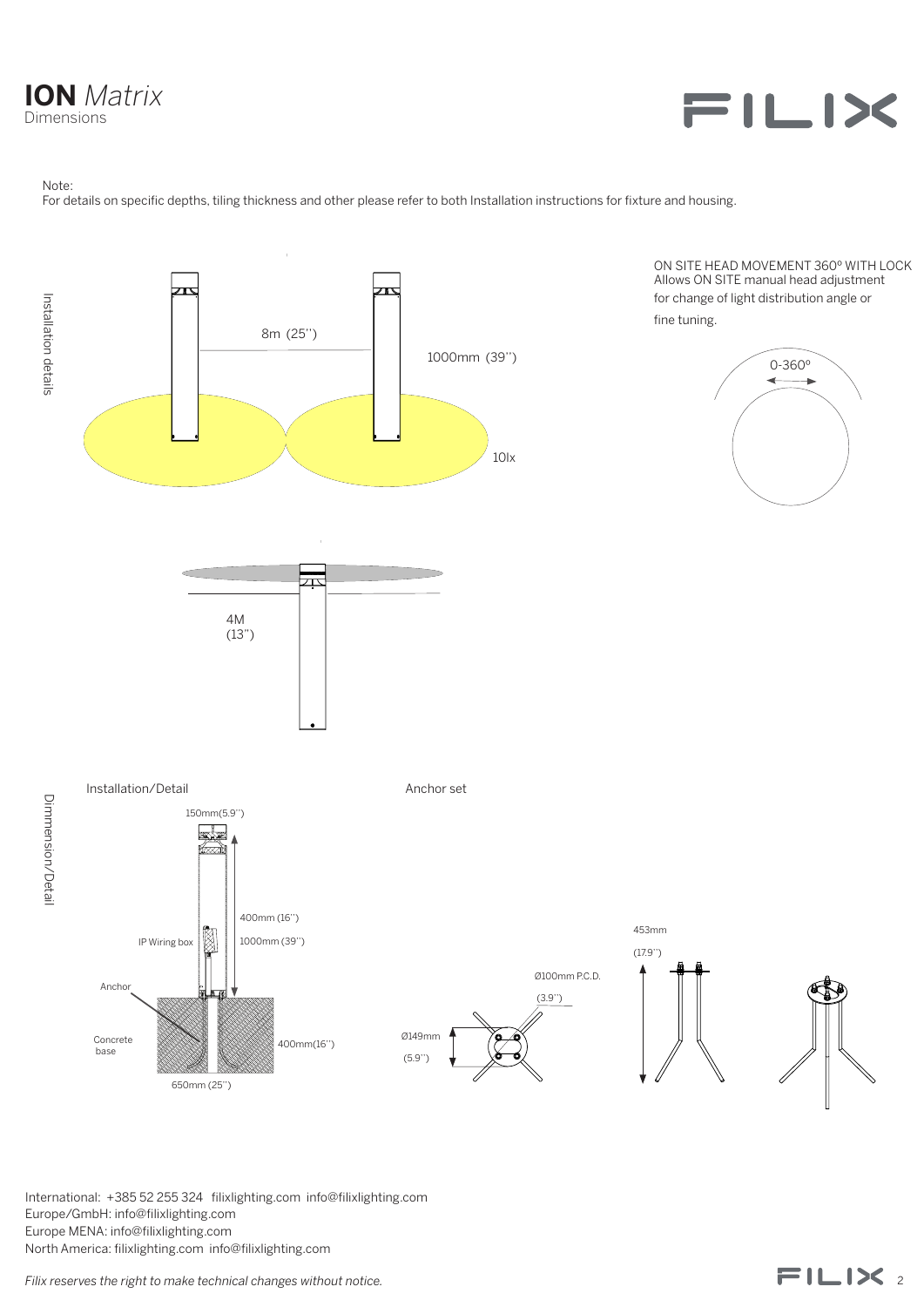# **ION** *Matrix*

Dimensions

Note:
For details on specific depths, tiling thickness and other please refer to both Installation instructions for fixture and housing.

Installation details

8m (25'')

1000mm (39'')

10lx

ON SITE HEAD MOVEMENT 360º WITH LOCK
Allows ON SITE manual head adjustment for change of light distribution angle or fine tuning.

0-360º

4M
(13'')

Dimmension/Detail

Installation/Detail

150mm(5.9'')

400mm (16'')

1000mm (39'')

IP Wiring box

Anchor

Concrete base

400mm(16'')

650mm (25'')

Anchor set

Ø100mm P.C.D.
(3.9'')

Ø149mm
(5.9'')

453mm
(17.9'')

International: +385 52 255 324 filixlighting.com info@filixlighting.com
Europe/GmbH: info@filixlighting.com
Europe MENA: info@filixlighting.com
North America: filixlighting.com info@filixlighting.com

*Filix reserves the right to make technical changes without notice.*